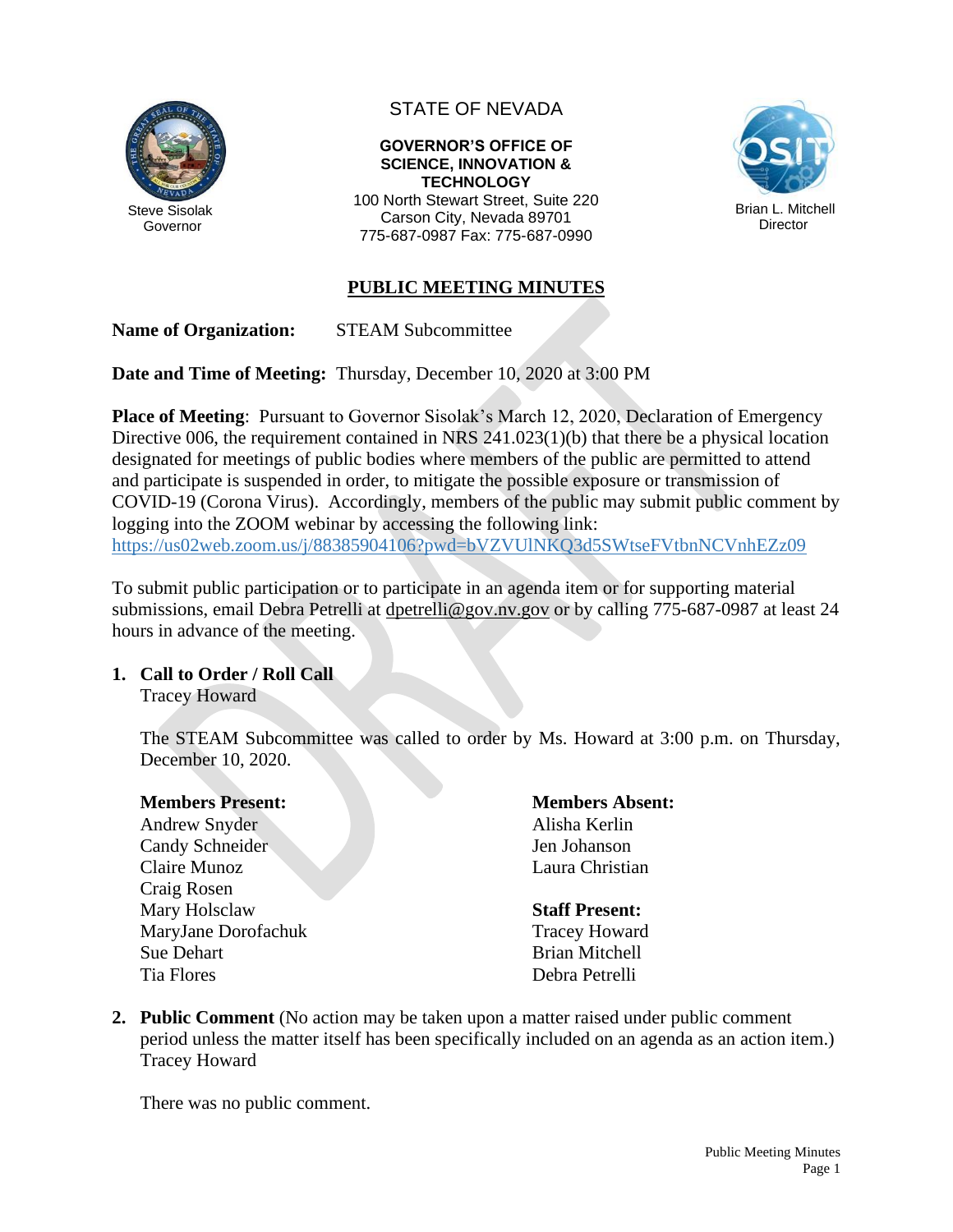STATE OF NEVADA

Steve Sisolak
Governor

**GOVERNOR'S OFFICE OF SCIENCE, INNOVATION & TECHNOLOGY**
100 North Stewart Street, Suite 220
Carson City, Nevada 89701
775-687-0987 Fax: 775-687-0990

Brian L. Mitchell
Director

## PUBLIC MEETING MINUTES

**Name of Organization:** STEAM Subcommittee

**Date and Time of Meeting:** Thursday, December 10, 2020 at 3:00 PM

**Place of Meeting**: Pursuant to Governor Sisolak's March 12, 2020, Declaration of Emergency Directive 006, the requirement contained in NRS 241.023(1)(b) that there be a physical location designated for meetings of public bodies where members of the public are permitted to attend and participate is suspended in order, to mitigate the possible exposure or transmission of COVID-19 (Corona Virus). Accordingly, members of the public may submit public comment by logging into the ZOOM webinar by accessing the following link: https://us02web.zoom.us/j/88385904106?pwd=bVZVUlNKQ3d5SWtseFVtbnNCVnhEZz09

To submit public participation or to participate in an agenda item or for supporting material submissions, email Debra Petrelli at dpetrelli@gov.nv.gov or by calling 775-687-0987 at least 24 hours in advance of the meeting.

1. **Call to Order / Roll Call**
   Tracey Howard

   The STEAM Subcommittee was called to order by Ms. Howard at 3:00 p.m. on Thursday, December 10, 2020.

   **Members Present:**
   Andrew Snyder
   Candy Schneider
   Claire Munoz
   Craig Rosen
   Mary Holsclaw
   MaryJane Dorofachuk
   Sue Dehart
   Tia Flores

   **Members Absent:**
   Alisha Kerlin
   Jen Johanson
   Laura Christian

   **Staff Present:**
   Tracey Howard
   Brian Mitchell
   Debra Petrelli

2. **Public Comment** (No action may be taken upon a matter raised under public comment period unless the matter itself has been specifically included on an agenda as an action item.)
   Tracey Howard

   There was no public comment.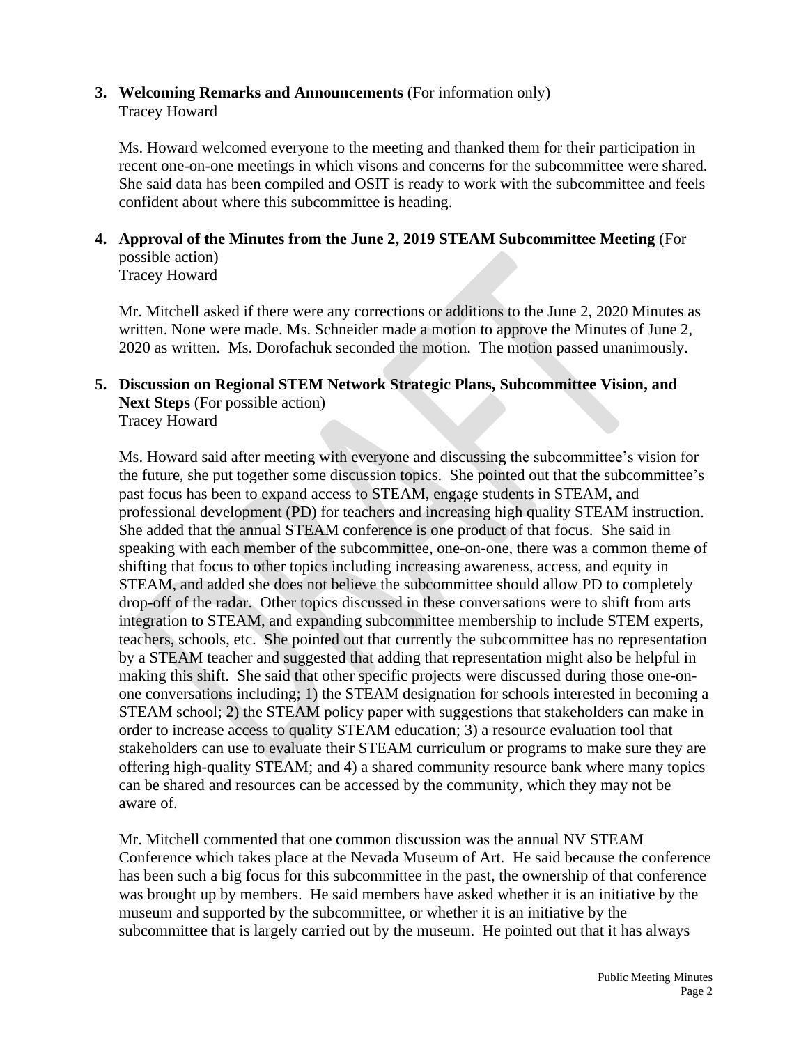**3. Welcoming Remarks and Announcements** (For information only)
Tracey Howard

Ms. Howard welcomed everyone to the meeting and thanked them for their participation in recent one-on-one meetings in which visons and concerns for the subcommittee were shared. She said data has been compiled and OSIT is ready to work with the subcommittee and feels confident about where this subcommittee is heading.

**4. Approval of the Minutes from the June 2, 2019 STEAM Subcommittee Meeting** (For possible action)
Tracey Howard

Mr. Mitchell asked if there were any corrections or additions to the June 2, 2020 Minutes as written. None were made. Ms. Schneider made a motion to approve the Minutes of June 2, 2020 as written. Ms. Dorofachuk seconded the motion. The motion passed unanimously.

**5. Discussion on Regional STEM Network Strategic Plans, Subcommittee Vision, and Next Steps** (For possible action)
Tracey Howard

Ms. Howard said after meeting with everyone and discussing the subcommittee's vision for the future, she put together some discussion topics. She pointed out that the subcommittee's past focus has been to expand access to STEAM, engage students in STEAM, and professional development (PD) for teachers and increasing high quality STEAM instruction. She added that the annual STEAM conference is one product of that focus. She said in speaking with each member of the subcommittee, one-on-one, there was a common theme of shifting that focus to other topics including increasing awareness, access, and equity in STEAM, and added she does not believe the subcommittee should allow PD to completely drop-off of the radar. Other topics discussed in these conversations were to shift from arts integration to STEAM, and expanding subcommittee membership to include STEM experts, teachers, schools, etc. She pointed out that currently the subcommittee has no representation by a STEAM teacher and suggested that adding that representation might also be helpful in making this shift. She said that other specific projects were discussed during those one-on-one conversations including; 1) the STEAM designation for schools interested in becoming a STEAM school; 2) the STEAM policy paper with suggestions that stakeholders can make in order to increase access to quality STEAM education; 3) a resource evaluation tool that stakeholders can use to evaluate their STEAM curriculum or programs to make sure they are offering high-quality STEAM; and 4) a shared community resource bank where many topics can be shared and resources can be accessed by the community, which they may not be aware of.

Mr. Mitchell commented that one common discussion was the annual NV STEAM Conference which takes place at the Nevada Museum of Art. He said because the conference has been such a big focus for this subcommittee in the past, the ownership of that conference was brought up by members. He said members have asked whether it is an initiative by the museum and supported by the subcommittee, or whether it is an initiative by the subcommittee that is largely carried out by the museum. He pointed out that it has always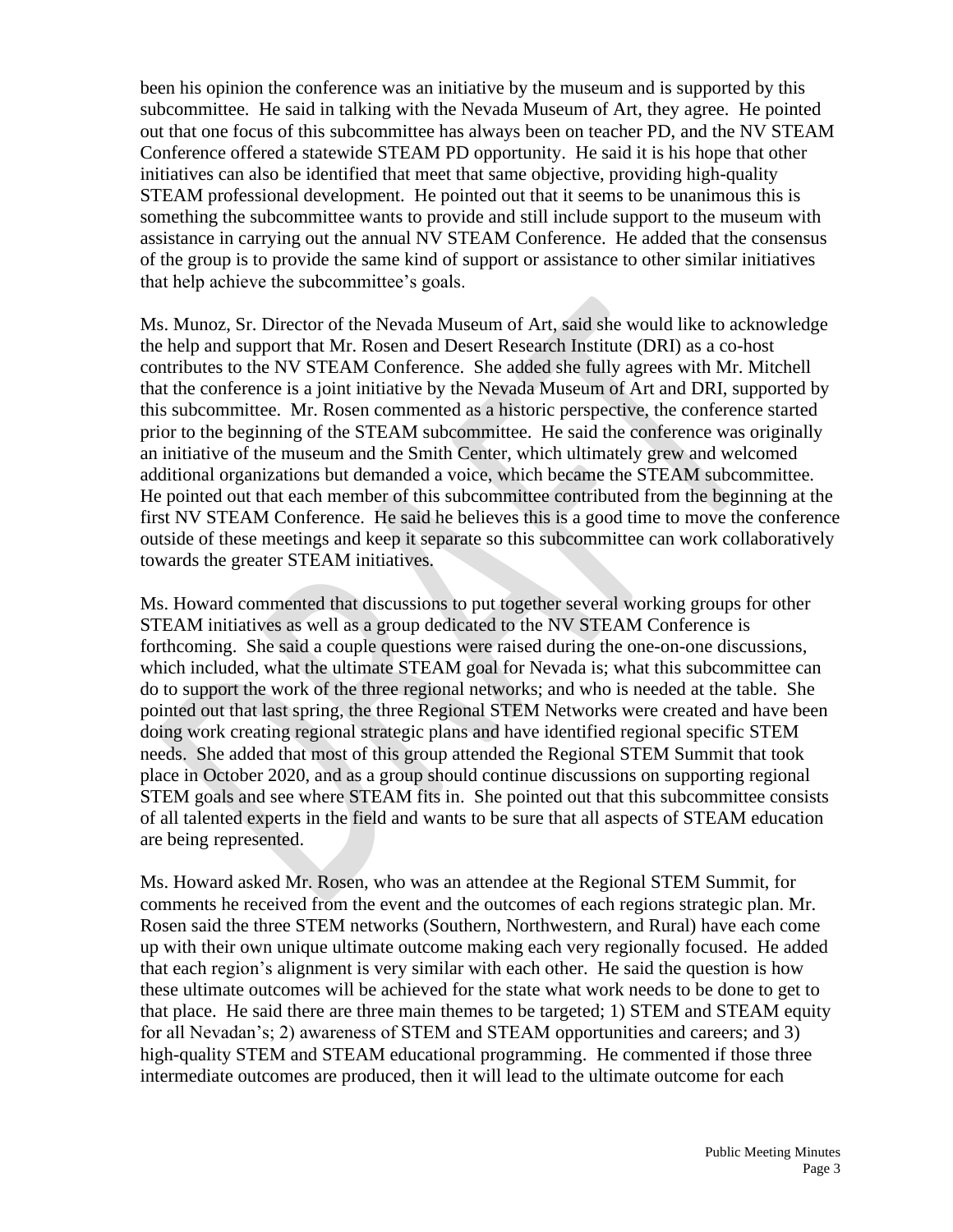been his opinion the conference was an initiative by the museum and is supported by this subcommittee. He said in talking with the Nevada Museum of Art, they agree. He pointed out that one focus of this subcommittee has always been on teacher PD, and the NV STEAM Conference offered a statewide STEAM PD opportunity. He said it is his hope that other initiatives can also be identified that meet that same objective, providing high-quality STEAM professional development. He pointed out that it seems to be unanimous this is something the subcommittee wants to provide and still include support to the museum with assistance in carrying out the annual NV STEAM Conference. He added that the consensus of the group is to provide the same kind of support or assistance to other similar initiatives that help achieve the subcommittee's goals.

Ms. Munoz, Sr. Director of the Nevada Museum of Art, said she would like to acknowledge the help and support that Mr. Rosen and Desert Research Institute (DRI) as a co-host contributes to the NV STEAM Conference. She added she fully agrees with Mr. Mitchell that the conference is a joint initiative by the Nevada Museum of Art and DRI, supported by this subcommittee. Mr. Rosen commented as a historic perspective, the conference started prior to the beginning of the STEAM subcommittee. He said the conference was originally an initiative of the museum and the Smith Center, which ultimately grew and welcomed additional organizations but demanded a voice, which became the STEAM subcommittee. He pointed out that each member of this subcommittee contributed from the beginning at the first NV STEAM Conference. He said he believes this is a good time to move the conference outside of these meetings and keep it separate so this subcommittee can work collaboratively towards the greater STEAM initiatives.

Ms. Howard commented that discussions to put together several working groups for other STEAM initiatives as well as a group dedicated to the NV STEAM Conference is forthcoming. She said a couple questions were raised during the one-on-one discussions, which included, what the ultimate STEAM goal for Nevada is; what this subcommittee can do to support the work of the three regional networks; and who is needed at the table. She pointed out that last spring, the three Regional STEM Networks were created and have been doing work creating regional strategic plans and have identified regional specific STEM needs. She added that most of this group attended the Regional STEM Summit that took place in October 2020, and as a group should continue discussions on supporting regional STEM goals and see where STEAM fits in. She pointed out that this subcommittee consists of all talented experts in the field and wants to be sure that all aspects of STEAM education are being represented.

Ms. Howard asked Mr. Rosen, who was an attendee at the Regional STEM Summit, for comments he received from the event and the outcomes of each regions strategic plan. Mr. Rosen said the three STEM networks (Southern, Northwestern, and Rural) have each come up with their own unique ultimate outcome making each very regionally focused. He added that each region's alignment is very similar with each other. He said the question is how these ultimate outcomes will be achieved for the state what work needs to be done to get to that place. He said there are three main themes to be targeted; 1) STEM and STEAM equity for all Nevadan's; 2) awareness of STEM and STEAM opportunities and careers; and 3) high-quality STEM and STEAM educational programming. He commented if those three intermediate outcomes are produced, then it will lead to the ultimate outcome for each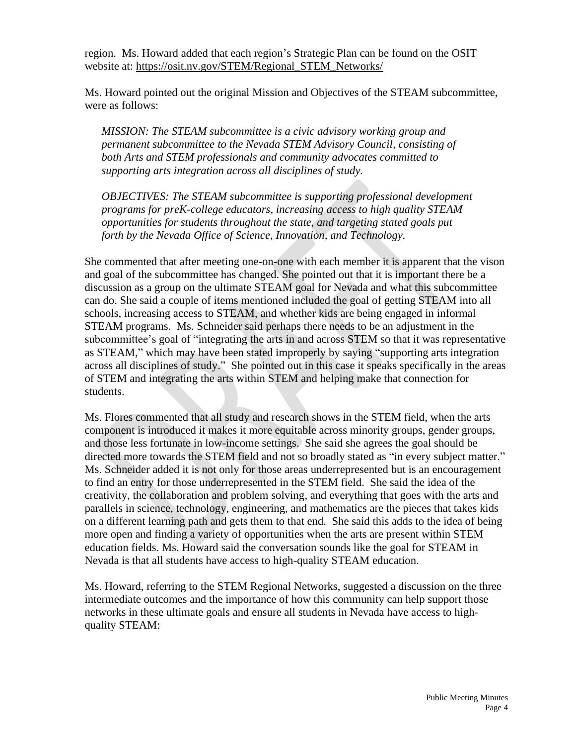region. Ms. Howard added that each region's Strategic Plan can be found on the OSIT website at: https://osit.nv.gov/STEM/Regional_STEM_Networks/

Ms. Howard pointed out the original Mission and Objectives of the STEAM subcommittee, were as follows:

> *MISSION: The STEAM subcommittee is a civic advisory working group and permanent subcommittee to the Nevada STEM Advisory Council, consisting of both Arts and STEM professionals and community advocates committed to supporting arts integration across all disciplines of study.*
>
> *OBJECTIVES: The STEAM subcommittee is supporting professional development programs for preK-college educators, increasing access to high quality STEAM opportunities for students throughout the state, and targeting stated goals put forth by the Nevada Office of Science, Innovation, and Technology.*

She commented that after meeting one-on-one with each member it is apparent that the vison and goal of the subcommittee has changed. She pointed out that it is important there be a discussion as a group on the ultimate STEAM goal for Nevada and what this subcommittee can do. She said a couple of items mentioned included the goal of getting STEAM into all schools, increasing access to STEAM, and whether kids are being engaged in informal STEAM programs. Ms. Schneider said perhaps there needs to be an adjustment in the subcommittee's goal of "integrating the arts in and across STEM so that it was representative as STEAM," which may have been stated improperly by saying "supporting arts integration across all disciplines of study." She pointed out in this case it speaks specifically in the areas of STEM and integrating the arts within STEM and helping make that connection for students.

Ms. Flores commented that all study and research shows in the STEM field, when the arts component is introduced it makes it more equitable across minority groups, gender groups, and those less fortunate in low-income settings. She said she agrees the goal should be directed more towards the STEM field and not so broadly stated as "in every subject matter." Ms. Schneider added it is not only for those areas underrepresented but is an encouragement to find an entry for those underrepresented in the STEM field. She said the idea of the creativity, the collaboration and problem solving, and everything that goes with the arts and parallels in science, technology, engineering, and mathematics are the pieces that takes kids on a different learning path and gets them to that end. She said this adds to the idea of being more open and finding a variety of opportunities when the arts are present within STEM education fields. Ms. Howard said the conversation sounds like the goal for STEAM in Nevada is that all students have access to high-quality STEAM education.

Ms. Howard, referring to the STEM Regional Networks, suggested a discussion on the three intermediate outcomes and the importance of how this community can help support those networks in these ultimate goals and ensure all students in Nevada have access to high-quality STEAM: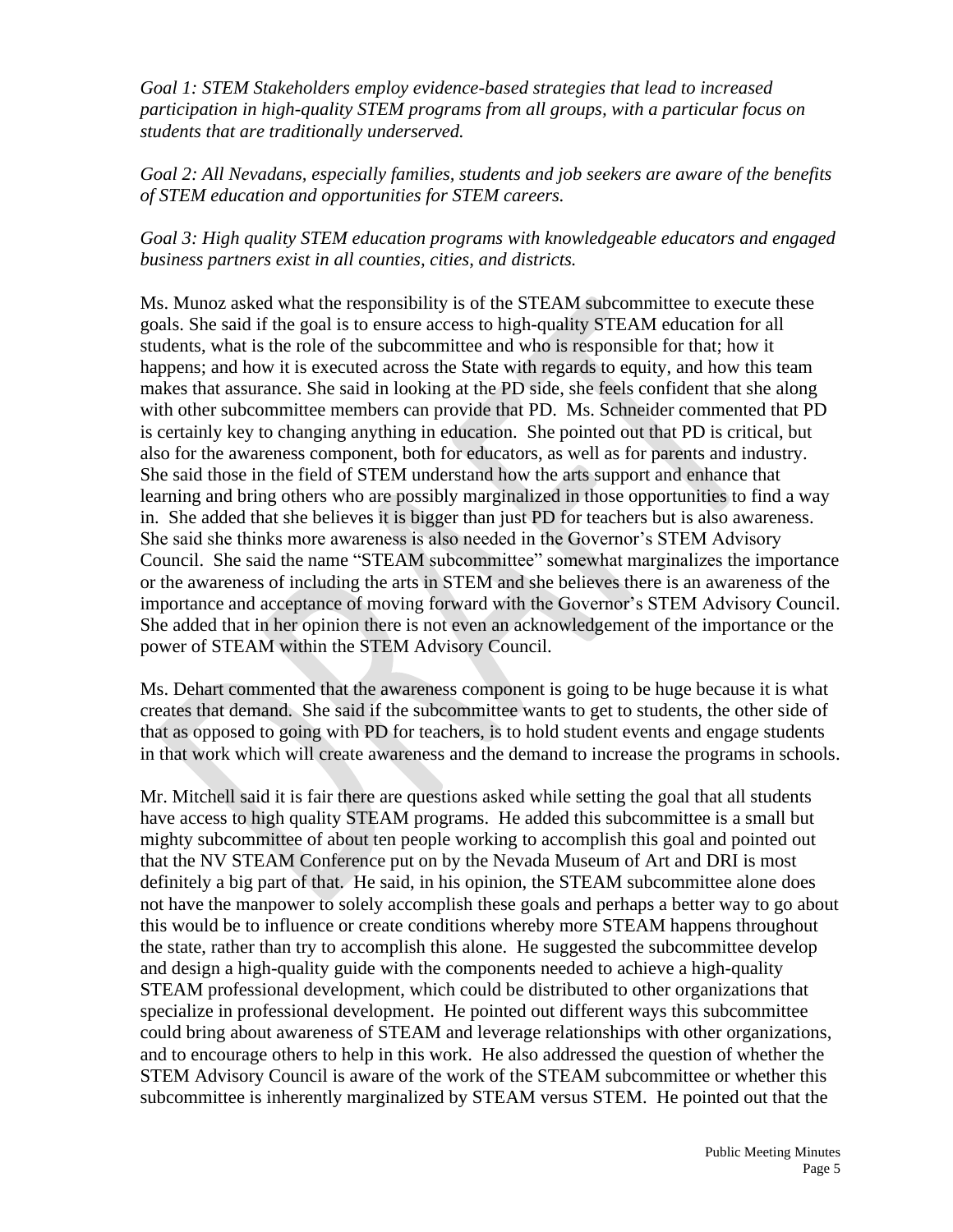*Goal 1: STEM Stakeholders employ evidence-based strategies that lead to increased participation in high-quality STEM programs from all groups, with a particular focus on students that are traditionally underserved.*

*Goal 2: All Nevadans, especially families, students and job seekers are aware of the benefits of STEM education and opportunities for STEM careers.*

*Goal 3: High quality STEM education programs with knowledgeable educators and engaged business partners exist in all counties, cities, and districts.*

Ms. Munoz asked what the responsibility is of the STEAM subcommittee to execute these goals. She said if the goal is to ensure access to high-quality STEAM education for all students, what is the role of the subcommittee and who is responsible for that; how it happens; and how it is executed across the State with regards to equity, and how this team makes that assurance. She said in looking at the PD side, she feels confident that she along with other subcommittee members can provide that PD. Ms. Schneider commented that PD is certainly key to changing anything in education. She pointed out that PD is critical, but also for the awareness component, both for educators, as well as for parents and industry. She said those in the field of STEM understand how the arts support and enhance that learning and bring others who are possibly marginalized in those opportunities to find a way in. She added that she believes it is bigger than just PD for teachers but is also awareness. She said she thinks more awareness is also needed in the Governor's STEM Advisory Council. She said the name "STEAM subcommittee" somewhat marginalizes the importance or the awareness of including the arts in STEM and she believes there is an awareness of the importance and acceptance of moving forward with the Governor's STEM Advisory Council. She added that in her opinion there is not even an acknowledgement of the importance or the power of STEAM within the STEM Advisory Council.

Ms. Dehart commented that the awareness component is going to be huge because it is what creates that demand. She said if the subcommittee wants to get to students, the other side of that as opposed to going with PD for teachers, is to hold student events and engage students in that work which will create awareness and the demand to increase the programs in schools.

Mr. Mitchell said it is fair there are questions asked while setting the goal that all students have access to high quality STEAM programs. He added this subcommittee is a small but mighty subcommittee of about ten people working to accomplish this goal and pointed out that the NV STEAM Conference put on by the Nevada Museum of Art and DRI is most definitely a big part of that. He said, in his opinion, the STEAM subcommittee alone does not have the manpower to solely accomplish these goals and perhaps a better way to go about this would be to influence or create conditions whereby more STEAM happens throughout the state, rather than try to accomplish this alone. He suggested the subcommittee develop and design a high-quality guide with the components needed to achieve a high-quality STEAM professional development, which could be distributed to other organizations that specialize in professional development. He pointed out different ways this subcommittee could bring about awareness of STEAM and leverage relationships with other organizations, and to encourage others to help in this work. He also addressed the question of whether the STEM Advisory Council is aware of the work of the STEAM subcommittee or whether this subcommittee is inherently marginalized by STEAM versus STEM. He pointed out that the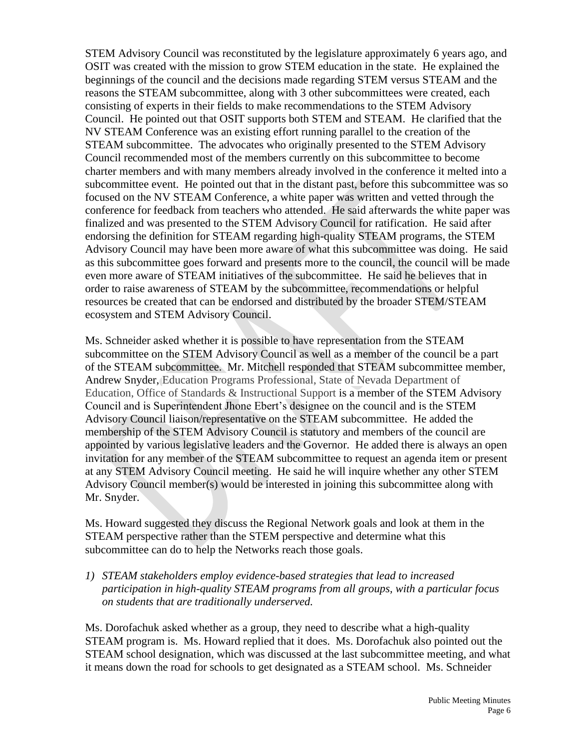STEM Advisory Council was reconstituted by the legislature approximately 6 years ago, and OSIT was created with the mission to grow STEM education in the state. He explained the beginnings of the council and the decisions made regarding STEM versus STEAM and the reasons the STEAM subcommittee, along with 3 other subcommittees were created, each consisting of experts in their fields to make recommendations to the STEM Advisory Council. He pointed out that OSIT supports both STEM and STEAM. He clarified that the NV STEAM Conference was an existing effort running parallel to the creation of the STEAM subcommittee. The advocates who originally presented to the STEM Advisory Council recommended most of the members currently on this subcommittee to become charter members and with many members already involved in the conference it melted into a subcommittee event. He pointed out that in the distant past, before this subcommittee was so focused on the NV STEAM Conference, a white paper was written and vetted through the conference for feedback from teachers who attended. He said afterwards the white paper was finalized and was presented to the STEM Advisory Council for ratification. He said after endorsing the definition for STEAM regarding high-quality STEAM programs, the STEM Advisory Council may have been more aware of what this subcommittee was doing. He said as this subcommittee goes forward and presents more to the council, the council will be made even more aware of STEAM initiatives of the subcommittee. He said he believes that in order to raise awareness of STEAM by the subcommittee, recommendations or helpful resources be created that can be endorsed and distributed by the broader STEM/STEAM ecosystem and STEM Advisory Council.

Ms. Schneider asked whether it is possible to have representation from the STEAM subcommittee on the STEM Advisory Council as well as a member of the council be a part of the STEAM subcommittee. Mr. Mitchell responded that STEAM subcommittee member, Andrew Snyder, Education Programs Professional, State of Nevada Department of Education, Office of Standards & Instructional Support is a member of the STEM Advisory Council and is Superintendent Jhone Ebert's designee on the council and is the STEM Advisory Council liaison/representative on the STEAM subcommittee. He added the membership of the STEM Advisory Council is statutory and members of the council are appointed by various legislative leaders and the Governor. He added there is always an open invitation for any member of the STEAM subcommittee to request an agenda item or present at any STEM Advisory Council meeting. He said he will inquire whether any other STEM Advisory Council member(s) would be interested in joining this subcommittee along with Mr. Snyder.

Ms. Howard suggested they discuss the Regional Network goals and look at them in the STEAM perspective rather than the STEM perspective and determine what this subcommittee can do to help the Networks reach those goals.

1) *STEAM stakeholders employ evidence-based strategies that lead to increased participation in high-quality STEAM programs from all groups, with a particular focus on students that are traditionally underserved.*

Ms. Dorofachuk asked whether as a group, they need to describe what a high-quality STEAM program is. Ms. Howard replied that it does. Ms. Dorofachuk also pointed out the STEAM school designation, which was discussed at the last subcommittee meeting, and what it means down the road for schools to get designated as a STEAM school. Ms. Schneider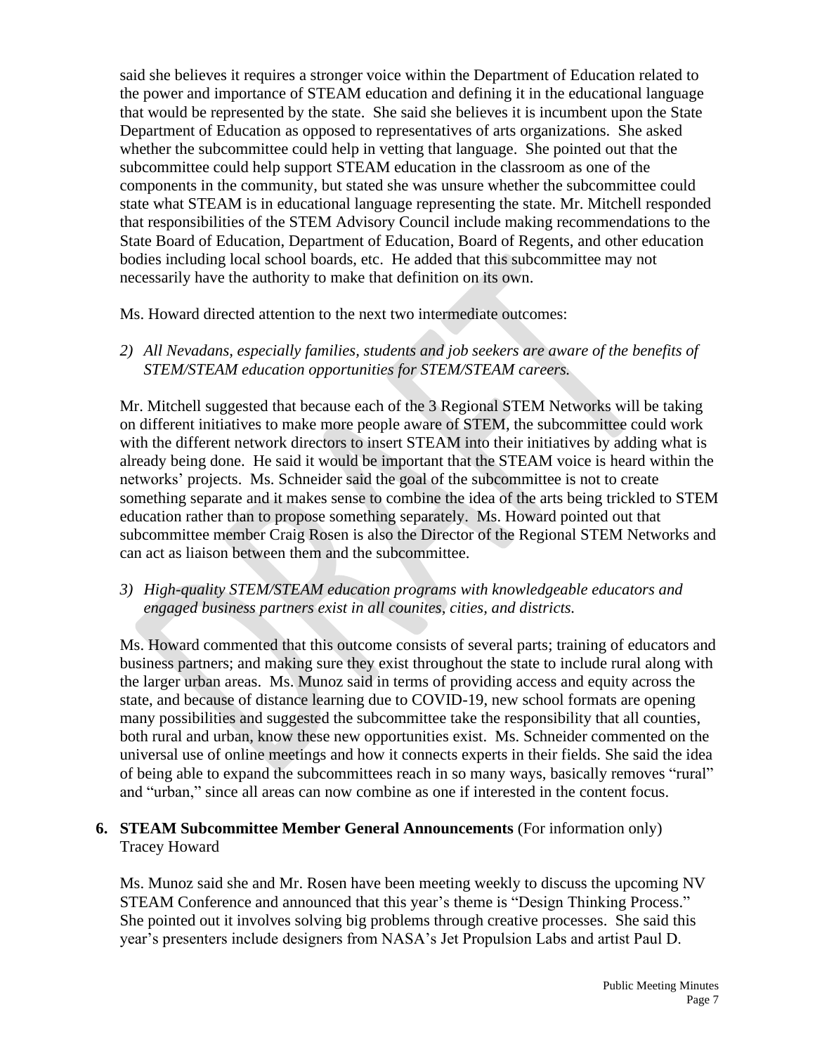said she believes it requires a stronger voice within the Department of Education related to the power and importance of STEAM education and defining it in the educational language that would be represented by the state. She said she believes it is incumbent upon the State Department of Education as opposed to representatives of arts organizations. She asked whether the subcommittee could help in vetting that language. She pointed out that the subcommittee could help support STEAM education in the classroom as one of the components in the community, but stated she was unsure whether the subcommittee could state what STEAM is in educational language representing the state. Mr. Mitchell responded that responsibilities of the STEM Advisory Council include making recommendations to the State Board of Education, Department of Education, Board of Regents, and other education bodies including local school boards, etc. He added that this subcommittee may not necessarily have the authority to make that definition on its own.

Ms. Howard directed attention to the next two intermediate outcomes:

2) *All Nevadans, especially families, students and job seekers are aware of the benefits of STEM/STEAM education opportunities for STEM/STEAM careers.*

Mr. Mitchell suggested that because each of the 3 Regional STEM Networks will be taking on different initiatives to make more people aware of STEM, the subcommittee could work with the different network directors to insert STEAM into their initiatives by adding what is already being done. He said it would be important that the STEAM voice is heard within the networks' projects. Ms. Schneider said the goal of the subcommittee is not to create something separate and it makes sense to combine the idea of the arts being trickled to STEM education rather than to propose something separately. Ms. Howard pointed out that subcommittee member Craig Rosen is also the Director of the Regional STEM Networks and can act as liaison between them and the subcommittee.

3) *High-quality STEM/STEAM education programs with knowledgeable educators and engaged business partners exist in all counites, cities, and districts.*

Ms. Howard commented that this outcome consists of several parts; training of educators and business partners; and making sure they exist throughout the state to include rural along with the larger urban areas. Ms. Munoz said in terms of providing access and equity across the state, and because of distance learning due to COVID-19, new school formats are opening many possibilities and suggested the subcommittee take the responsibility that all counties, both rural and urban, know these new opportunities exist. Ms. Schneider commented on the universal use of online meetings and how it connects experts in their fields. She said the idea of being able to expand the subcommittees reach in so many ways, basically removes "rural" and "urban," since all areas can now combine as one if interested in the content focus.

6. **STEAM Subcommittee Member General Announcements** (For information only)
Tracey Howard

Ms. Munoz said she and Mr. Rosen have been meeting weekly to discuss the upcoming NV STEAM Conference and announced that this year's theme is "Design Thinking Process." She pointed out it involves solving big problems through creative processes. She said this year's presenters include designers from NASA's Jet Propulsion Labs and artist Paul D.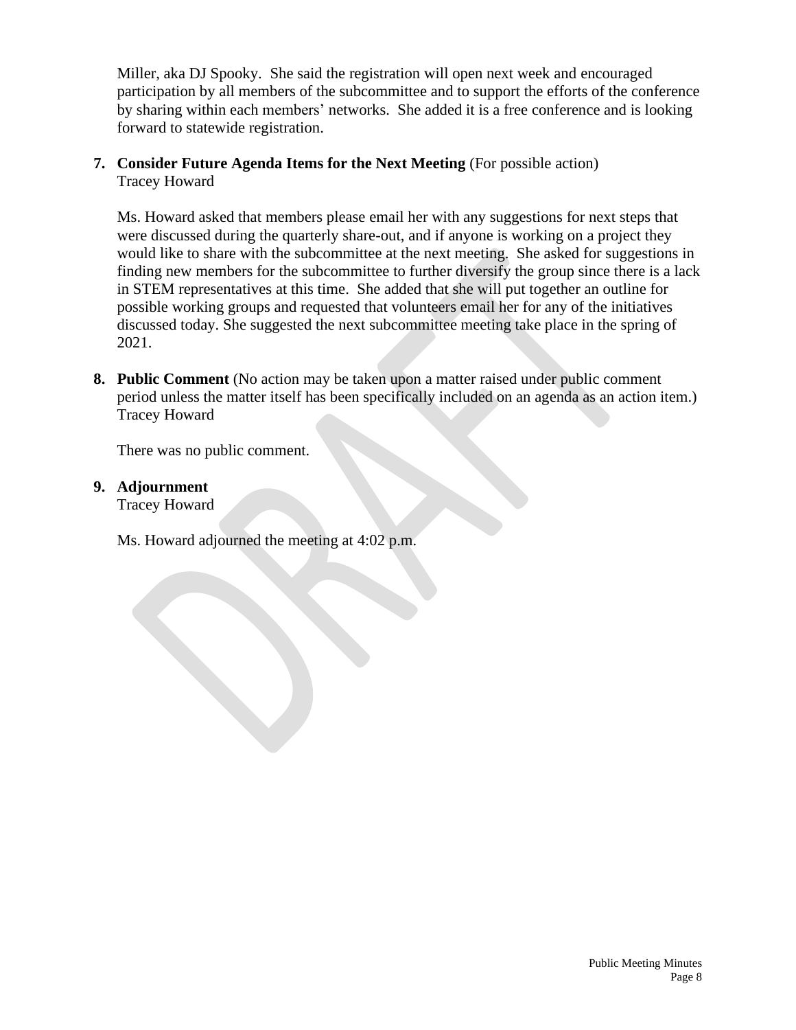Miller, aka DJ Spooky. She said the registration will open next week and encouraged participation by all members of the subcommittee and to support the efforts of the conference by sharing within each members' networks. She added it is a free conference and is looking forward to statewide registration.

7. **Consider Future Agenda Items for the Next Meeting** (For possible action)
   Tracey Howard

   Ms. Howard asked that members please email her with any suggestions for next steps that were discussed during the quarterly share-out, and if anyone is working on a project they would like to share with the subcommittee at the next meeting. She asked for suggestions in finding new members for the subcommittee to further diversify the group since there is a lack in STEM representatives at this time. She added that she will put together an outline for possible working groups and requested that volunteers email her for any of the initiatives discussed today. She suggested the next subcommittee meeting take place in the spring of 2021.

8. **Public Comment** (No action may be taken upon a matter raised under public comment period unless the matter itself has been specifically included on an agenda as an action item.)
   Tracey Howard

   There was no public comment.

9. **Adjournment**
   Tracey Howard

   Ms. Howard adjourned the meeting at 4:02 p.m.